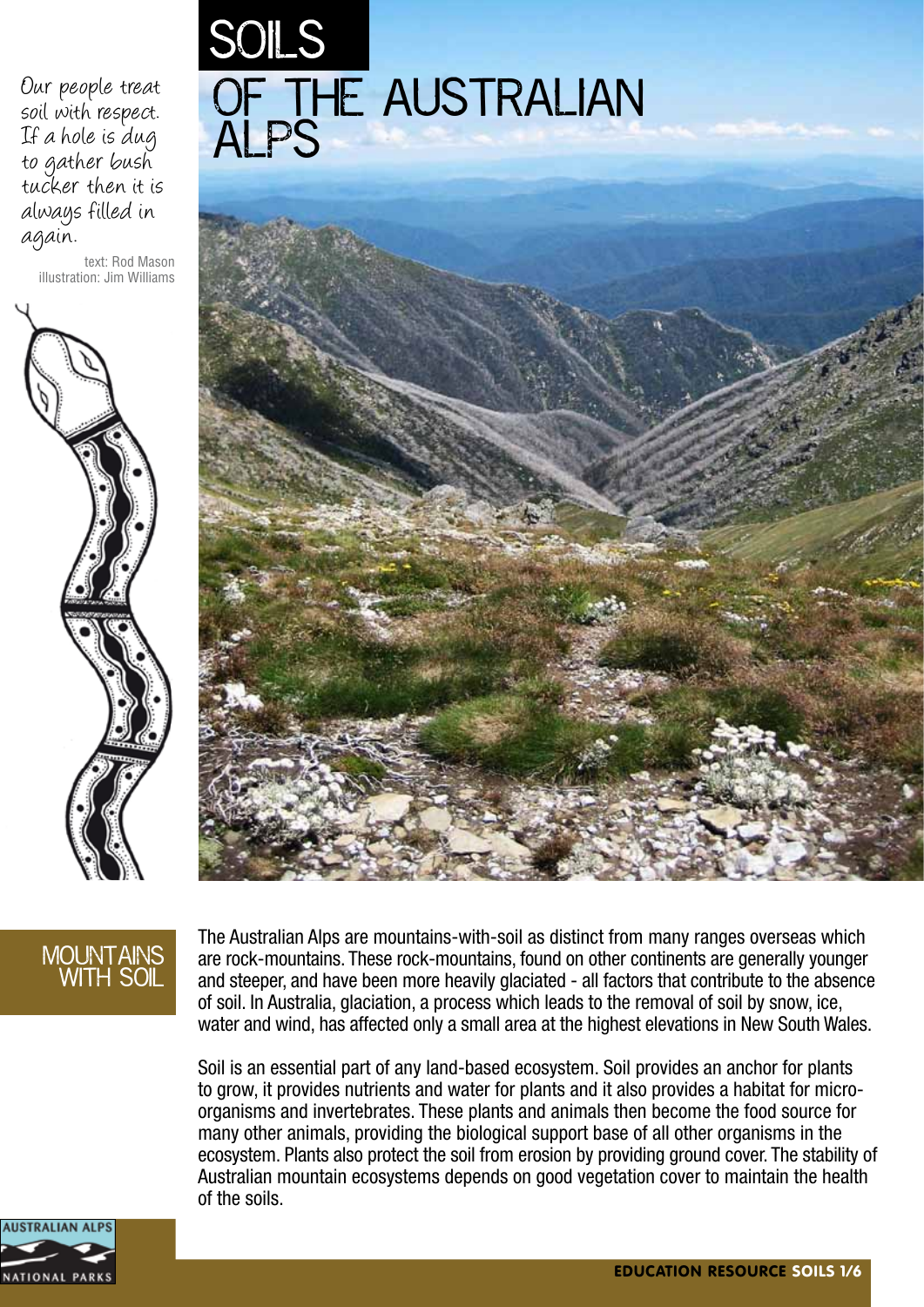# SOILS OF THE AUSTRALIAN ALPS

*Our people treat soil with respect. If a hole is dug to gather bush tucker then it is always filled in again.*

text: Rod Mason
illustration: Jim Williams

## MOUNTAINS WITH SOIL

The Australian Alps are mountains-with-soil as distinct from many ranges overseas which are rock-mountains. These rock-mountains, found on other continents are generally younger and steeper, and have been more heavily glaciated - all factors that contribute to the absence of soil. In Australia, glaciation, a process which leads to the removal of soil by snow, ice, water and wind, has affected only a small area at the highest elevations in New South Wales.

Soil is an essential part of any land-based ecosystem. Soil provides an anchor for plants to grow, it provides nutrients and water for plants and it also provides a habitat for micro-organisms and invertebrates. These plants and animals then become the food source for many other animals, providing the biological support base of all other organisms in the ecosystem. Plants also protect the soil from erosion by providing ground cover. The stability of Australian mountain ecosystems depends on good vegetation cover to maintain the health of the soils.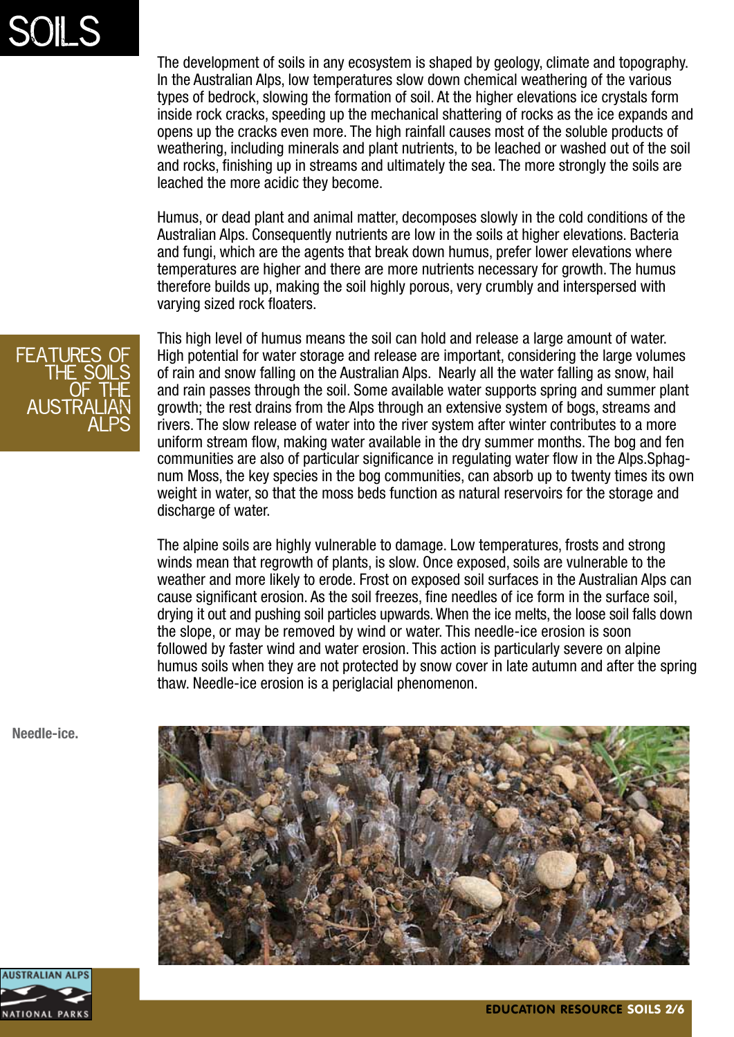# SOILS

The development of soils in any ecosystem is shaped by geology, climate and topography. In the Australian Alps, low temperatures slow down chemical weathering of the various types of bedrock, slowing the formation of soil. At the higher elevations ice crystals form inside rock cracks, speeding up the mechanical shattering of rocks as the ice expands and opens up the cracks even more. The high rainfall causes most of the soluble products of weathering, including minerals and plant nutrients, to be leached or washed out of the soil and rocks, finishing up in streams and ultimately the sea. The more strongly the soils are leached the more acidic they become.

Humus, or dead plant and animal matter, decomposes slowly in the cold conditions of the Australian Alps. Consequently nutrients are low in the soils at higher elevations. Bacteria and fungi, which are the agents that break down humus, prefer lower elevations where temperatures are higher and there are more nutrients necessary for growth. The humus therefore builds up, making the soil highly porous, very crumbly and interspersed with varying sized rock floaters.

## FEATURES OF THE SOILS OF THE AUSTRALIAN ALPS

This high level of humus means the soil can hold and release a large amount of water. High potential for water storage and release are important, considering the large volumes of rain and snow falling on the Australian Alps. Nearly all the water falling as snow, hail and rain passes through the soil. Some available water supports spring and summer plant growth; the rest drains from the Alps through an extensive system of bogs, streams and rivers. The slow release of water into the river system after winter contributes to a more uniform stream flow, making water available in the dry summer months. The bog and fen communities are also of particular significance in regulating water flow in the Alps.Sphagnum Moss, the key species in the bog communities, can absorb up to twenty times its own weight in water, so that the moss beds function as natural reservoirs for the storage and discharge of water.

The alpine soils are highly vulnerable to damage. Low temperatures, frosts and strong winds mean that regrowth of plants, is slow. Once exposed, soils are vulnerable to the weather and more likely to erode. Frost on exposed soil surfaces in the Australian Alps can cause significant erosion. As the soil freezes, fine needles of ice form in the surface soil, drying it out and pushing soil particles upwards. When the ice melts, the loose soil falls down the slope, or may be removed by wind or water. This needle-ice erosion is soon followed by faster wind and water erosion. This action is particularly severe on alpine humus soils when they are not protected by snow cover in late autumn and after the spring thaw. Needle-ice erosion is a periglacial phenomenon.

**Needle-ice.**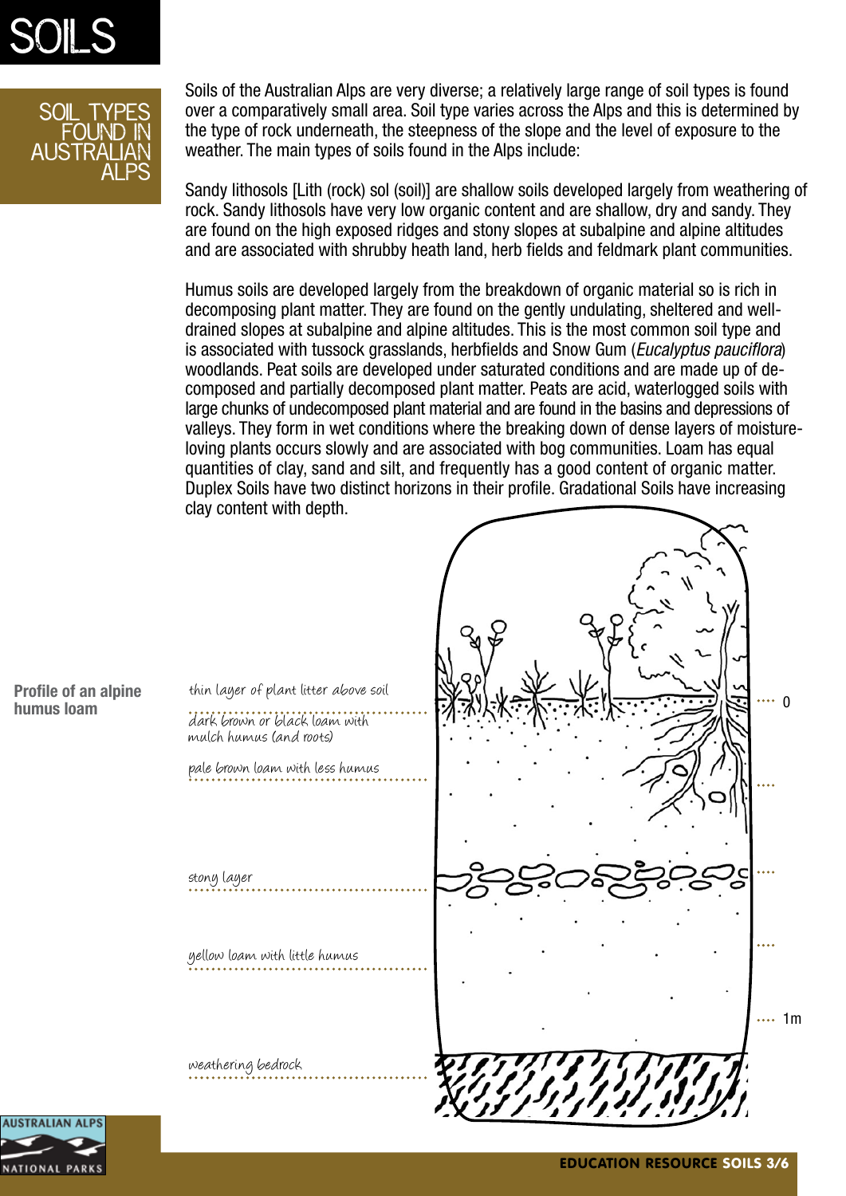# SOILS

## SOIL TYPES FOUND IN AUSTRALIAN ALPS

Soils of the Australian Alps are very diverse; a relatively large range of soil types is found over a comparatively small area. Soil type varies across the Alps and this is determined by the type of rock underneath, the steepness of the slope and the level of exposure to the weather. The main types of soils found in the Alps include:

Sandy lithosols [Lith (rock) sol (soil)] are shallow soils developed largely from weathering of rock. Sandy lithosols have very low organic content and are shallow, dry and sandy. They are found on the high exposed ridges and stony slopes at subalpine and alpine altitudes and are associated with shrubby heath land, herb fields and feldmark plant communities.

Humus soils are developed largely from the breakdown of organic material so is rich in decomposing plant matter. They are found on the gently undulating, sheltered and well-drained slopes at subalpine and alpine altitudes. This is the most common soil type and is associated with tussock grasslands, herbfields and Snow Gum (*Eucalyptus pauciflora*) woodlands. Peat soils are developed under saturated conditions and are made up of de-composed and partially decomposed plant matter. Peats are acid, waterlogged soils with large chunks of undecomposed plant material and are found in the basins and depressions of valleys. They form in wet conditions where the breaking down of dense layers of moisture-loving plants occurs slowly and are associated with bog communities. Loam has equal quantities of clay, sand and silt, and frequently has a good content of organic matter. Duplex Soils have two distinct horizons in their profile. Gradational Soils have increasing clay content with depth.

**Profile of an alpine humus loam**

- thin layer of plant litter above soil
- dark brown or black loam with mulch humus (and roots)
- pale brown loam with less humus
- stony layer
- yellow loam with little humus
- weathering bedrock

0

1m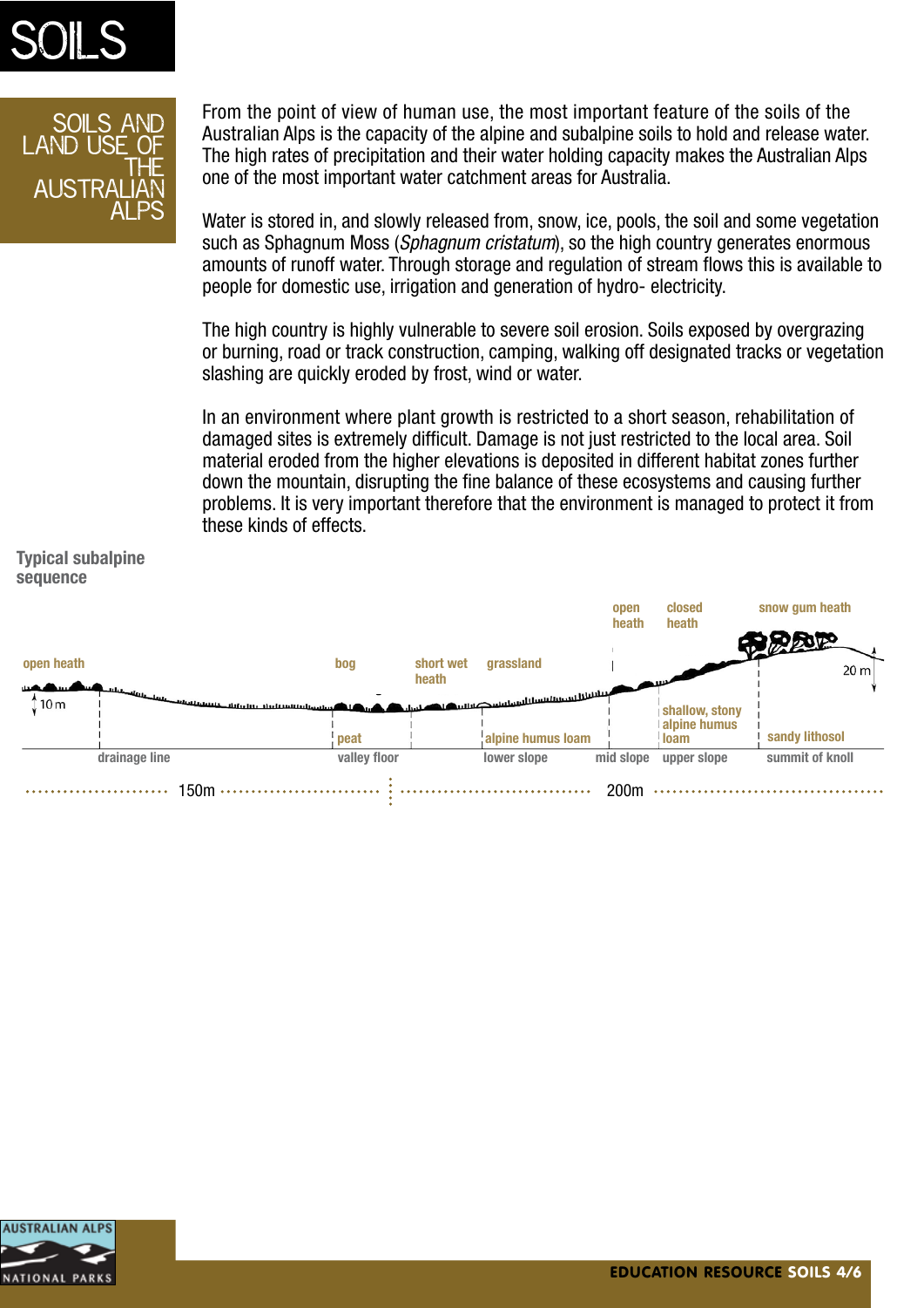# SOILS

## SOILS AND LAND USE OF THE AUSTRALIAN ALPS

From the point of view of human use, the most important feature of the soils of the Australian Alps is the capacity of the alpine and subalpine soils to hold and release water. The high rates of precipitation and their water holding capacity makes the Australian Alps one of the most important water catchment areas for Australia.

Water is stored in, and slowly released from, snow, ice, pools, the soil and some vegetation such as Sphagnum Moss (*Sphagnum cristatum*), so the high country generates enormous amounts of runoff water. Through storage and regulation of stream flows this is available to people for domestic use, irrigation and generation of hydro- electricity.

The high country is highly vulnerable to severe soil erosion. Soils exposed by overgrazing or burning, road or track construction, camping, walking off designated tracks or vegetation slashing are quickly eroded by frost, wind or water.

In an environment where plant growth is restricted to a short season, rehabilitation of damaged sites is extremely difficult. Damage is not just restricted to the local area. Soil material eroded from the higher elevations is deposited in different habitat zones further down the mountain, disrupting the fine balance of these ecosystems and causing further problems. It is very important therefore that the environment is managed to protect it from these kinds of effects.

**Typical subalpine sequence**

open heath | bog | short wet heath | grassland | open heath | closed heath | snow gum heath

10 m | 20 m

peat | alpine humus loam | shallow, stony alpine humus loam | sandy lithosol

drainage line | valley floor | lower slope | mid slope | upper slope | summit of knoll

150m | 200m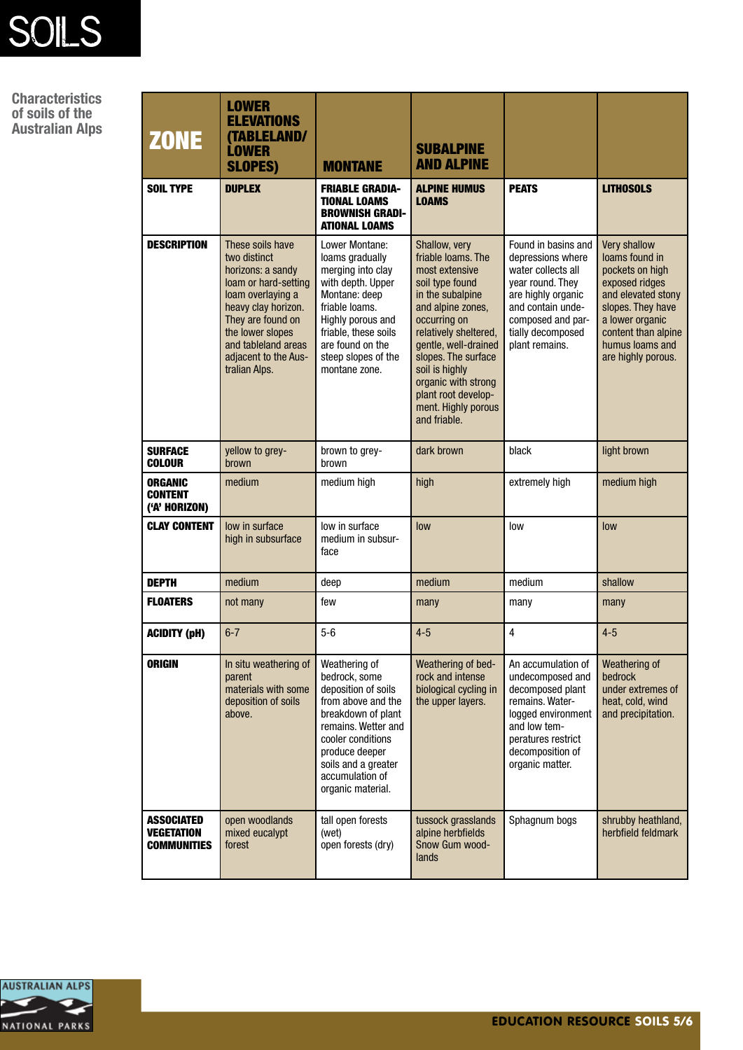# SOILS

**Characteristics of soils of the Australian Alps**

| ZONE | LOWER ELEVATIONS (TABLELAND/ LOWER SLOPES) | MONTANE | SUBALPINE AND ALPINE | | |
|---|---|---|---|---|---|
| **SOIL TYPE** | **DUPLEX** | **FRIABLE GRADIATIONAL LOAMS BROWNISH GRADIATIONAL LOAMS** | **ALPINE HUMUS LOAMS** | **PEATS** | **LITHOSOLS** |
| **DESCRIPTION** | These soils have two distinct horizons: a sandy loam or hard-setting loam overlaying a heavy clay horizon. They are found on the lower slopes and tableland areas adjacent to the Australian Alps. | Lower Montane: loams gradually merging into clay with depth. Upper Montane: deep friable loams. Highly porous and friable, these soils are found on the steep slopes of the montane zone. | Shallow, very friable loams. The most extensive soil type found in the subalpine and alpine zones, occurring on relatively sheltered, gentle, well-drained slopes. The surface soil is highly organic with strong plant root development. Highly porous and friable. | Found in basins and depressions where water collects all year round. They are highly organic and contain undecomposed and partially decomposed plant remains. | Very shallow loams found in pockets on high exposed ridges and elevated stony slopes. They have a lower organic content than alpine humus loams and are highly porous. |
| **SURFACE COLOUR** | yellow to grey-brown | brown to grey-brown | dark brown | black | light brown |
| **ORGANIC CONTENT ('A' HORIZON)** | medium | medium high | high | extremely high | medium high |
| **CLAY CONTENT** | low in surface high in subsurface | low in surface medium in subsurface | low | low | low |
| **DEPTH** | medium | deep | medium | medium | shallow |
| **FLOATERS** | not many | few | many | many | many |
| **ACIDITY (pH)** | 6-7 | 5-6 | 4-5 | 4 | 4-5 |
| **ORIGIN** | In situ weathering of parent materials with some deposition of soils above. | Weathering of bedrock, some deposition of soils from above and the breakdown of plant remains. Wetter and cooler conditions produce deeper soils and a greater accumulation of organic material. | Weathering of bedrock and intense biological cycling in the upper layers. | An accumulation of undecomposed and decomposed plant remains. Waterlogged environment and low temperatures restrict decomposition of organic matter. | Weathering of bedrock under extremes of heat, cold, wind and precipitation. |
| **ASSOCIATED VEGETATION COMMUNITIES** | open woodlands mixed eucalypt forest | tall open forests (wet) open forests (dry) | tussock grasslands alpine herbfields Snow Gum woodlands | Sphagnum bogs | shrubby heathland, herbfield feldmark |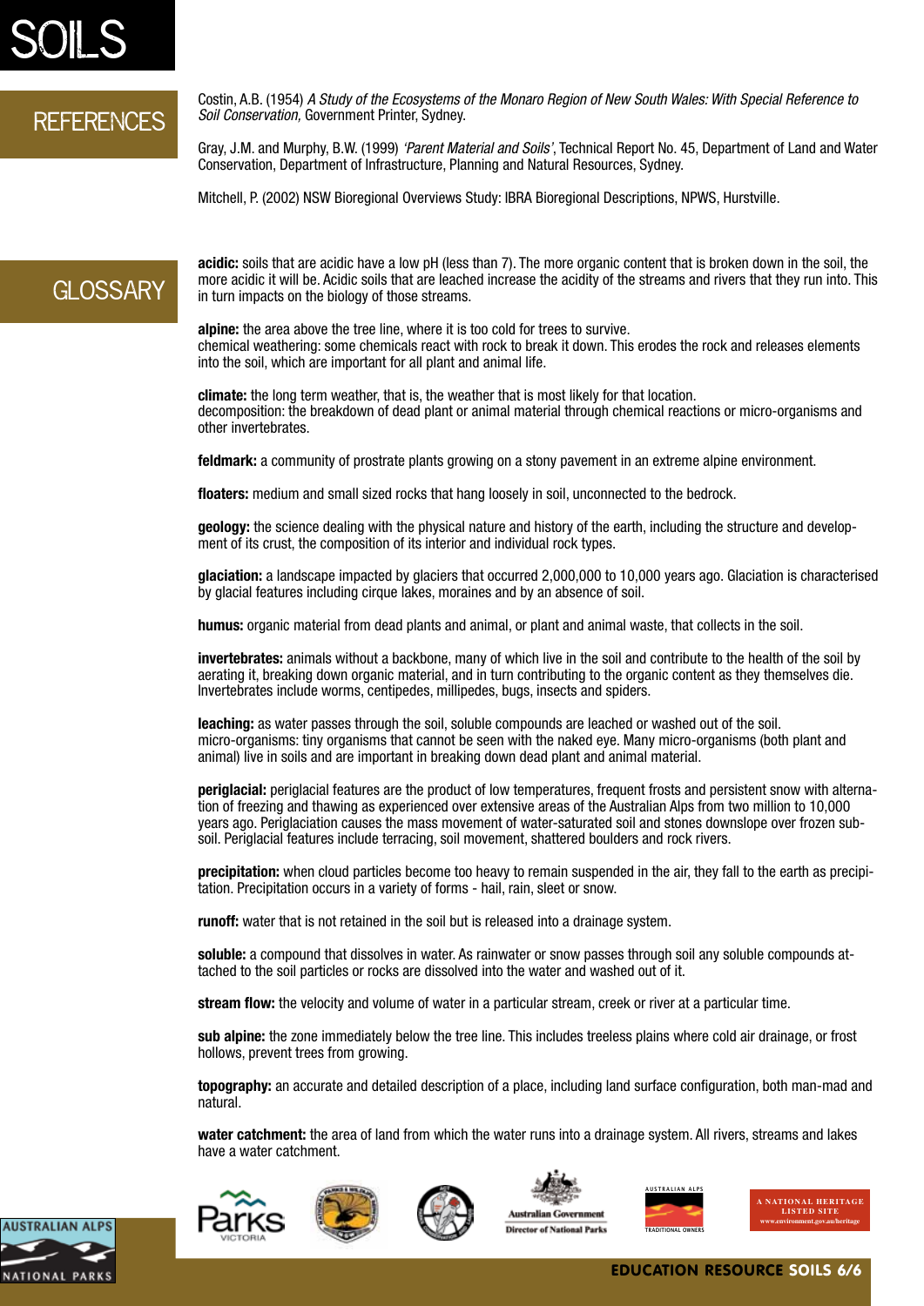# SOILS

## REFERENCES

Costin, A.B. (1954) *A Study of the Ecosystems of the Monaro Region of New South Wales: With Special Reference to Soil Conservation,* Government Printer, Sydney.

Gray, J.M. and Murphy, B.W. (1999) *'Parent Material and Soils'*, Technical Report No. 45, Department of Land and Water Conservation, Department of Infrastructure, Planning and Natural Resources, Sydney.

Mitchell, P. (2002) NSW Bioregional Overviews Study: IBRA Bioregional Descriptions, NPWS, Hurstville.

## GLOSSARY

**acidic:** soils that are acidic have a low pH (less than 7). The more organic content that is broken down in the soil, the more acidic it will be. Acidic soils that are leached increase the acidity of the streams and rivers that they run into. This in turn impacts on the biology of those streams.

**alpine:** the area above the tree line, where it is too cold for trees to survive.
chemical weathering: some chemicals react with rock to break it down. This erodes the rock and releases elements into the soil, which are important for all plant and animal life.

**climate:** the long term weather, that is, the weather that is most likely for that location.
decomposition: the breakdown of dead plant or animal material through chemical reactions or micro-organisms and other invertebrates.

**feldmark:** a community of prostrate plants growing on a stony pavement in an extreme alpine environment.

**floaters:** medium and small sized rocks that hang loosely in soil, unconnected to the bedrock.

**geology:** the science dealing with the physical nature and history of the earth, including the structure and development of its crust, the composition of its interior and individual rock types.

**glaciation:** a landscape impacted by glaciers that occurred 2,000,000 to 10,000 years ago. Glaciation is characterised by glacial features including cirque lakes, moraines and by an absence of soil.

**humus:** organic material from dead plants and animal, or plant and animal waste, that collects in the soil.

**invertebrates:** animals without a backbone, many of which live in the soil and contribute to the health of the soil by aerating it, breaking down organic material, and in turn contributing to the organic content as they themselves die. Invertebrates include worms, centipedes, millipedes, bugs, insects and spiders.

**leaching:** as water passes through the soil, soluble compounds are leached or washed out of the soil.
micro-organisms: tiny organisms that cannot be seen with the naked eye. Many micro-organisms (both plant and animal) live in soils and are important in breaking down dead plant and animal material.

**periglacial:** periglacial features are the product of low temperatures, frequent frosts and persistent snow with alternation of freezing and thawing as experienced over extensive areas of the Australian Alps from two million to 10,000 years ago. Periglaciation causes the mass movement of water-saturated soil and stones downslope over frozen subsoil. Periglacial features include terracing, soil movement, shattered boulders and rock rivers.

**precipitation:** when cloud particles become too heavy to remain suspended in the air, they fall to the earth as precipitation. Precipitation occurs in a variety of forms - hail, rain, sleet or snow.

**runoff:** water that is not retained in the soil but is released into a drainage system.

**soluble:** a compound that dissolves in water. As rainwater or snow passes through soil any soluble compounds attached to the soil particles or rocks are dissolved into the water and washed out of it.

**stream flow:** the velocity and volume of water in a particular stream, creek or river at a particular time.

**sub alpine:** the zone immediately below the tree line. This includes treeless plains where cold air drainage, or frost hollows, prevent trees from growing.

**topography:** an accurate and detailed description of a place, including land surface configuration, both man-mad and natural.

**water catchment:** the area of land from which the water runs into a drainage system. All rivers, streams and lakes have a water catchment.

EDUCATION RESOURCE SOILS 6/6